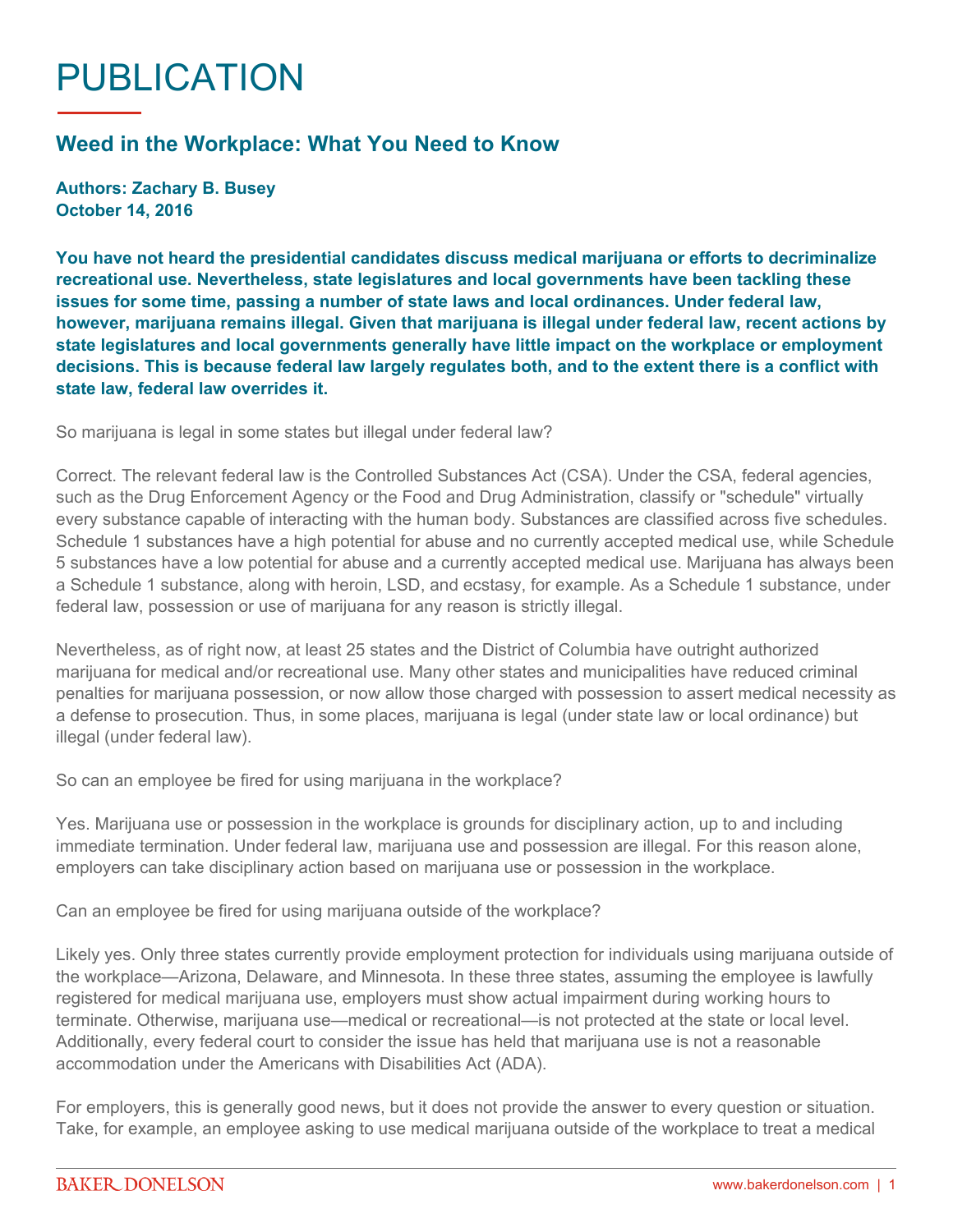# PUBLICATION

## Weed in the Workplace: What You Need to Know

**Authors: Zachary B. Busey**
**October 14, 2016**

**You have not heard the presidential candidates discuss medical marijuana or efforts to decriminalize recreational use. Nevertheless, state legislatures and local governments have been tackling these issues for some time, passing a number of state laws and local ordinances. Under federal law, however, marijuana remains illegal. Given that marijuana is illegal under federal law, recent actions by state legislatures and local governments generally have little impact on the workplace or employment decisions. This is because federal law largely regulates both, and to the extent there is a conflict with state law, federal law overrides it.**

So marijuana is legal in some states but illegal under federal law?

Correct. The relevant federal law is the Controlled Substances Act (CSA). Under the CSA, federal agencies, such as the Drug Enforcement Agency or the Food and Drug Administration, classify or "schedule" virtually every substance capable of interacting with the human body. Substances are classified across five schedules. Schedule 1 substances have a high potential for abuse and no currently accepted medical use, while Schedule 5 substances have a low potential for abuse and a currently accepted medical use. Marijuana has always been a Schedule 1 substance, along with heroin, LSD, and ecstasy, for example. As a Schedule 1 substance, under federal law, possession or use of marijuana for any reason is strictly illegal.

Nevertheless, as of right now, at least 25 states and the District of Columbia have outright authorized marijuana for medical and/or recreational use. Many other states and municipalities have reduced criminal penalties for marijuana possession, or now allow those charged with possession to assert medical necessity as a defense to prosecution. Thus, in some places, marijuana is legal (under state law or local ordinance) but illegal (under federal law).

So can an employee be fired for using marijuana in the workplace?

Yes. Marijuana use or possession in the workplace is grounds for disciplinary action, up to and including immediate termination. Under federal law, marijuana use and possession are illegal. For this reason alone, employers can take disciplinary action based on marijuana use or possession in the workplace.

Can an employee be fired for using marijuana outside of the workplace?

Likely yes. Only three states currently provide employment protection for individuals using marijuana outside of the workplace—Arizona, Delaware, and Minnesota. In these three states, assuming the employee is lawfully registered for medical marijuana use, employers must show actual impairment during working hours to terminate. Otherwise, marijuana use—medical or recreational—is not protected at the state or local level. Additionally, every federal court to consider the issue has held that marijuana use is not a reasonable accommodation under the Americans with Disabilities Act (ADA).

For employers, this is generally good news, but it does not provide the answer to every question or situation. Take, for example, an employee asking to use medical marijuana outside of the workplace to treat a medical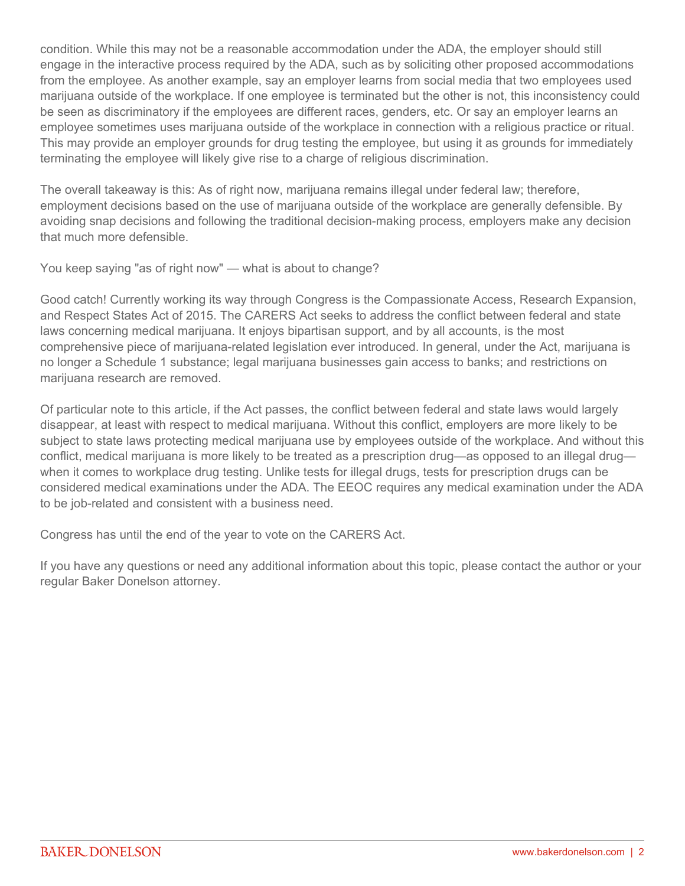condition. While this may not be a reasonable accommodation under the ADA, the employer should still engage in the interactive process required by the ADA, such as by soliciting other proposed accommodations from the employee. As another example, say an employer learns from social media that two employees used marijuana outside of the workplace. If one employee is terminated but the other is not, this inconsistency could be seen as discriminatory if the employees are different races, genders, etc. Or say an employer learns an employee sometimes uses marijuana outside of the workplace in connection with a religious practice or ritual. This may provide an employer grounds for drug testing the employee, but using it as grounds for immediately terminating the employee will likely give rise to a charge of religious discrimination.

The overall takeaway is this: As of right now, marijuana remains illegal under federal law; therefore, employment decisions based on the use of marijuana outside of the workplace are generally defensible. By avoiding snap decisions and following the traditional decision-making process, employers make any decision that much more defensible.

You keep saying "as of right now" — what is about to change?

Good catch! Currently working its way through Congress is the Compassionate Access, Research Expansion, and Respect States Act of 2015. The CARERS Act seeks to address the conflict between federal and state laws concerning medical marijuana. It enjoys bipartisan support, and by all accounts, is the most comprehensive piece of marijuana-related legislation ever introduced. In general, under the Act, marijuana is no longer a Schedule 1 substance; legal marijuana businesses gain access to banks; and restrictions on marijuana research are removed.

Of particular note to this article, if the Act passes, the conflict between federal and state laws would largely disappear, at least with respect to medical marijuana. Without this conflict, employers are more likely to be subject to state laws protecting medical marijuana use by employees outside of the workplace. And without this conflict, medical marijuana is more likely to be treated as a prescription drug—as opposed to an illegal drug—when it comes to workplace drug testing. Unlike tests for illegal drugs, tests for prescription drugs can be considered medical examinations under the ADA. The EEOC requires any medical examination under the ADA to be job-related and consistent with a business need.

Congress has until the end of the year to vote on the CARERS Act.

If you have any questions or need any additional information about this topic, please contact the author or your regular Baker Donelson attorney.